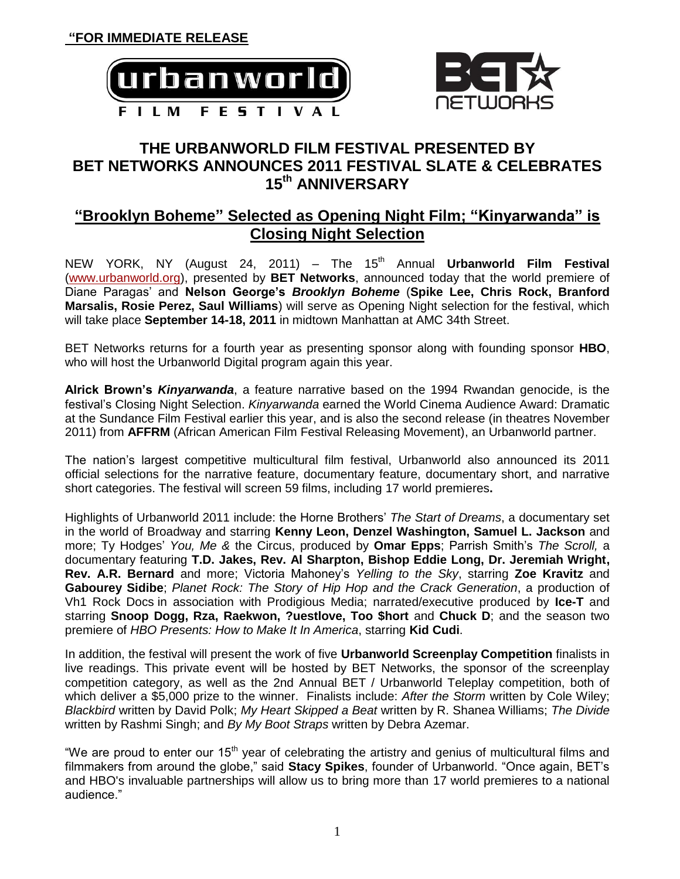**"FOR IMMEDIATE RELEASE**

urbanworld FILM FESTIVAL

BET NETWORKS

# THE URBANWORLD FILM FESTIVAL PRESENTED BY BET NETWORKS ANNOUNCES 2011 FESTIVAL SLATE & CELEBRATES 15th ANNIVERSARY

## "Brooklyn Boheme" Selected as Opening Night Film; "Kinyarwanda" is Closing Night Selection

NEW YORK, NY (August 24, 2011) – The 15th Annual **Urbanworld Film Festival** (www.urbanworld.org), presented by **BET Networks**, announced today that the world premiere of Diane Paragas' and **Nelson George's *Brooklyn Boheme*** (**Spike Lee, Chris Rock, Branford Marsalis, Rosie Perez, Saul Williams**) will serve as Opening Night selection for the festival, which will take place **September 14-18, 2011** in midtown Manhattan at AMC 34th Street.

BET Networks returns for a fourth year as presenting sponsor along with founding sponsor **HBO**, who will host the Urbanworld Digital program again this year.

**Alrick Brown's *Kinyarwanda***, a feature narrative based on the 1994 Rwandan genocide, is the festival's Closing Night Selection. *Kinyarwanda* earned the World Cinema Audience Award: Dramatic at the Sundance Film Festival earlier this year, and is also the second release (in theatres November 2011) from **AFFRM** (African American Film Festival Releasing Movement), an Urbanworld partner.

The nation's largest competitive multicultural film festival, Urbanworld also announced its 2011 official selections for the narrative feature, documentary feature, documentary short, and narrative short categories. The festival will screen 59 films, including 17 world premieres**.**

Highlights of Urbanworld 2011 include: the Horne Brothers' *The Start of Dreams*, a documentary set in the world of Broadway and starring **Kenny Leon, Denzel Washington, Samuel L. Jackson** and more; Ty Hodges' *You, Me &* the Circus, produced by **Omar Epps**; Parrish Smith's *The Scroll,* a documentary featuring **T.D. Jakes, Rev. Al Sharpton, Bishop Eddie Long, Dr. Jeremiah Wright, Rev. A.R. Bernard** and more; Victoria Mahoney's *Yelling to the Sky*, starring **Zoe Kravitz** and **Gabourey Sidibe**; *Planet Rock: The Story of Hip Hop and the Crack Generation*, a production of Vh1 Rock Docs in association with Prodigious Media; narrated/executive produced by **Ice-T** and starring **Snoop Dogg, Rza, Raekwon, ?uestlove, Too $hort** and **Chuck D**; and the season two premiere of *HBO Presents: How to Make It In America*, starring **Kid Cudi**.

In addition, the festival will present the work of five **Urbanworld Screenplay Competition** finalists in live readings. This private event will be hosted by BET Networks, the sponsor of the screenplay competition category, as well as the 2nd Annual BET / Urbanworld Teleplay competition, both of which deliver a $5,000 prize to the winner. Finalists include: *After the Storm* written by Cole Wiley; *Blackbird* written by David Polk; *My Heart Skipped a Beat* written by R. Shanea Williams; *The Divide* written by Rashmi Singh; and *By My Boot Straps* written by Debra Azemar.

"We are proud to enter our 15th year of celebrating the artistry and genius of multicultural films and filmmakers from around the globe," said **Stacy Spikes**, founder of Urbanworld. "Once again, BET's and HBO's invaluable partnerships will allow us to bring more than 17 world premieres to a national audience."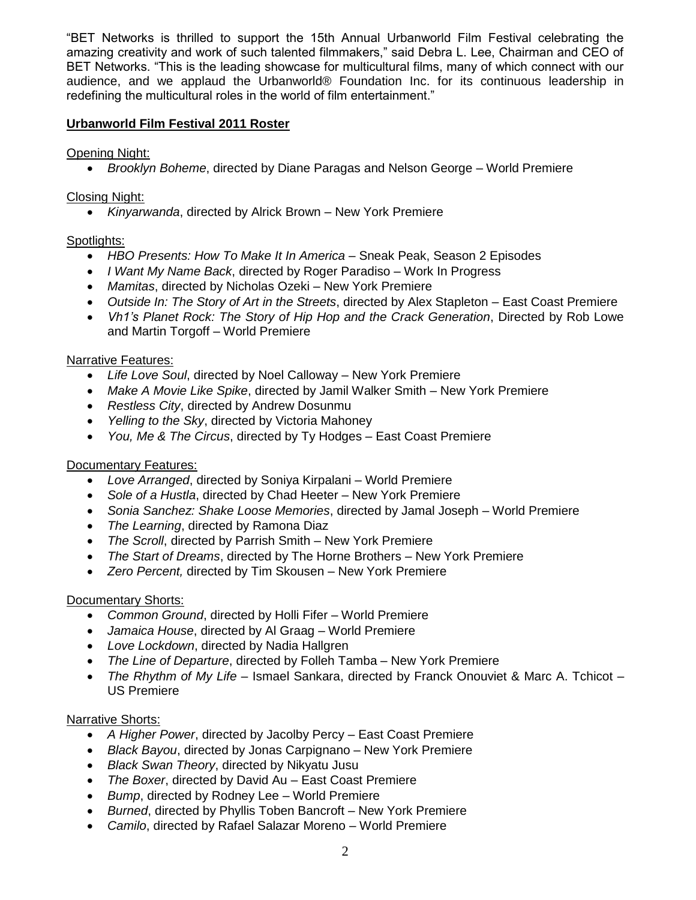"BET Networks is thrilled to support the 15th Annual Urbanworld Film Festival celebrating the amazing creativity and work of such talented filmmakers," said Debra L. Lee, Chairman and CEO of BET Networks. "This is the leading showcase for multicultural films, many of which connect with our audience, and we applaud the Urbanworld® Foundation Inc. for its continuous leadership in redefining the multicultural roles in the world of film entertainment."

**Urbanworld Film Festival 2011 Roster**

Opening Night:

- *Brooklyn Boheme*, directed by Diane Paragas and Nelson George – World Premiere

Closing Night:

- *Kinyarwanda*, directed by Alrick Brown – New York Premiere

Spotlights:

- *HBO Presents: How To Make It In America* – Sneak Peak, Season 2 Episodes
- *I Want My Name Back*, directed by Roger Paradiso – Work In Progress
- *Mamitas*, directed by Nicholas Ozeki – New York Premiere
- *Outside In: The Story of Art in the Streets*, directed by Alex Stapleton – East Coast Premiere
- *Vh1's Planet Rock: The Story of Hip Hop and the Crack Generation*, Directed by Rob Lowe and Martin Torgoff – World Premiere

Narrative Features:

- *Life Love Soul*, directed by Noel Calloway – New York Premiere
- *Make A Movie Like Spike*, directed by Jamil Walker Smith – New York Premiere
- *Restless City*, directed by Andrew Dosunmu
- *Yelling to the Sky*, directed by Victoria Mahoney
- *You, Me & The Circus*, directed by Ty Hodges – East Coast Premiere

Documentary Features:

- *Love Arranged*, directed by Soniya Kirpalani – World Premiere
- *Sole of a Hustla*, directed by Chad Heeter – New York Premiere
- *Sonia Sanchez: Shake Loose Memories*, directed by Jamal Joseph – World Premiere
- *The Learning*, directed by Ramona Diaz
- *The Scroll*, directed by Parrish Smith – New York Premiere
- *The Start of Dreams*, directed by The Horne Brothers – New York Premiere
- *Zero Percent,* directed by Tim Skousen – New York Premiere

Documentary Shorts:

- *Common Ground*, directed by Holli Fifer – World Premiere
- *Jamaica House*, directed by Al Graag – World Premiere
- *Love Lockdown*, directed by Nadia Hallgren
- *The Line of Departure*, directed by Folleh Tamba – New York Premiere
- *The Rhythm of My Life* – Ismael Sankara, directed by Franck Onouviet & Marc A. Tchicot – US Premiere

Narrative Shorts:

- *A Higher Power*, directed by Jacolby Percy – East Coast Premiere
- *Black Bayou*, directed by Jonas Carpignano – New York Premiere
- *Black Swan Theory*, directed by Nikyatu Jusu
- *The Boxer*, directed by David Au – East Coast Premiere
- *Bump*, directed by Rodney Lee – World Premiere
- *Burned*, directed by Phyllis Toben Bancroft – New York Premiere
- *Camilo*, directed by Rafael Salazar Moreno – World Premiere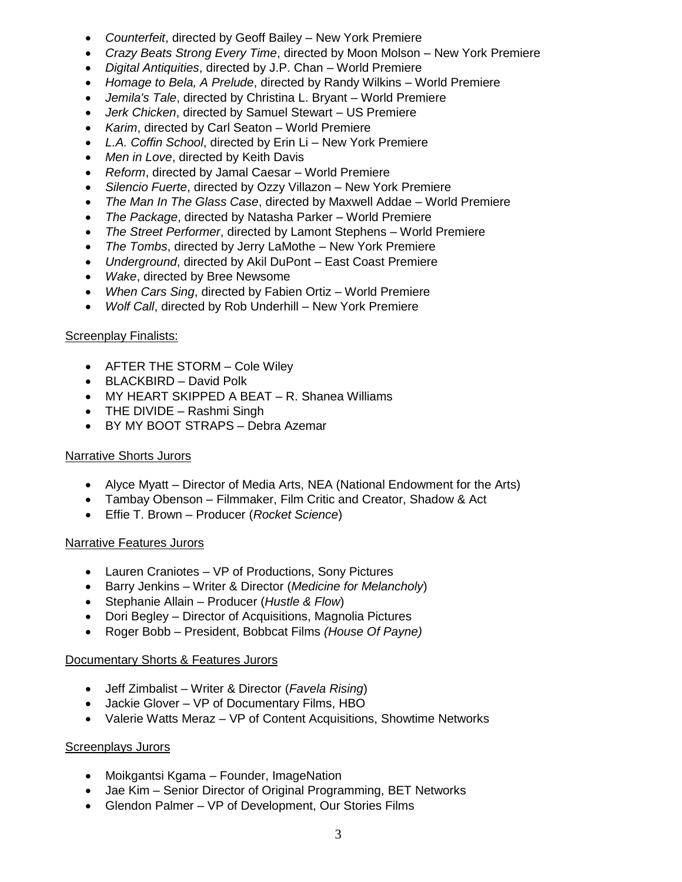- *Counterfeit*, directed by Geoff Bailey – New York Premiere
- *Crazy Beats Strong Every Time*, directed by Moon Molson – New York Premiere
- *Digital Antiquities*, directed by J.P. Chan – World Premiere
- *Homage to Bela, A Prelude*, directed by Randy Wilkins – World Premiere
- *Jemila's Tale*, directed by Christina L. Bryant – World Premiere
- *Jerk Chicken*, directed by Samuel Stewart – US Premiere
- *Karim*, directed by Carl Seaton – World Premiere
- *L.A. Coffin School*, directed by Erin Li – New York Premiere
- *Men in Love*, directed by Keith Davis
- *Reform*, directed by Jamal Caesar – World Premiere
- *Silencio Fuerte*, directed by Ozzy Villazon – New York Premiere
- *The Man In The Glass Case*, directed by Maxwell Addae – World Premiere
- *The Package*, directed by Natasha Parker – World Premiere
- *The Street Performer*, directed by Lamont Stephens – World Premiere
- *The Tombs*, directed by Jerry LaMothe – New York Premiere
- *Underground*, directed by Akil DuPont – East Coast Premiere
- *Wake*, directed by Bree Newsome
- *When Cars Sing*, directed by Fabien Ortiz – World Premiere
- *Wolf Call*, directed by Rob Underhill – New York Premiere

<u>Screenplay Finalists:</u>

- AFTER THE STORM – Cole Wiley
- BLACKBIRD – David Polk
- MY HEART SKIPPED A BEAT – R. Shanea Williams
- THE DIVIDE – Rashmi Singh
- BY MY BOOT STRAPS – Debra Azemar

<u>Narrative Shorts Jurors</u>

- Alyce Myatt – Director of Media Arts, NEA (National Endowment for the Arts)
- Tambay Obenson – Filmmaker, Film Critic and Creator, Shadow & Act
- Effie T. Brown – Producer (*Rocket Science*)

<u>Narrative Features Jurors</u>

- Lauren Craniotes – VP of Productions, Sony Pictures
- Barry Jenkins – Writer & Director (*Medicine for Melancholy*)
- Stephanie Allain – Producer (*Hustle & Flow*)
- Dori Begley – Director of Acquisitions, Magnolia Pictures
- Roger Bobb – President, Bobbcat Films *(House Of Payne)*

<u>Documentary Shorts & Features Jurors</u>

- Jeff Zimbalist – Writer & Director (*Favela Rising*)
- Jackie Glover – VP of Documentary Films, HBO
- Valerie Watts Meraz – VP of Content Acquisitions, Showtime Networks

<u>Screenplays Jurors</u>

- Moikgantsi Kgama – Founder, ImageNation
- Jae Kim – Senior Director of Original Programming, BET Networks
- Glendon Palmer – VP of Development, Our Stories Films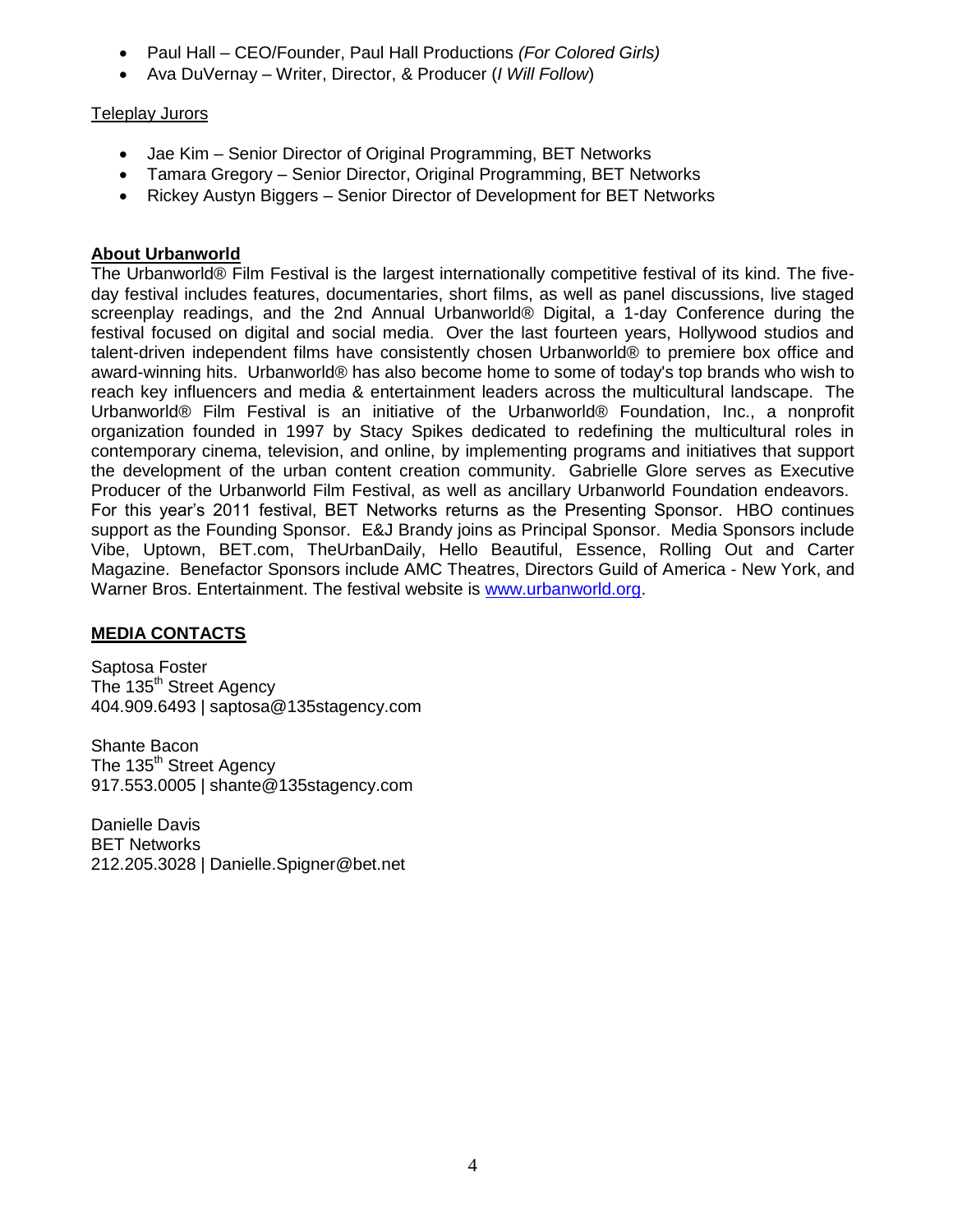- Paul Hall – CEO/Founder, Paul Hall Productions *(For Colored Girls)*
- Ava DuVernay – Writer, Director, & Producer (*I Will Follow*)

Teleplay Jurors

- Jae Kim – Senior Director of Original Programming, BET Networks
- Tamara Gregory – Senior Director, Original Programming, BET Networks
- Rickey Austyn Biggers – Senior Director of Development for BET Networks

**About Urbanworld**

The Urbanworld® Film Festival is the largest internationally competitive festival of its kind. The five-day festival includes features, documentaries, short films, as well as panel discussions, live staged screenplay readings, and the 2nd Annual Urbanworld® Digital, a 1-day Conference during the festival focused on digital and social media. Over the last fourteen years, Hollywood studios and talent-driven independent films have consistently chosen Urbanworld® to premiere box office and award-winning hits. Urbanworld® has also become home to some of today's top brands who wish to reach key influencers and media & entertainment leaders across the multicultural landscape. The Urbanworld® Film Festival is an initiative of the Urbanworld® Foundation, Inc., a nonprofit organization founded in 1997 by Stacy Spikes dedicated to redefining the multicultural roles in contemporary cinema, television, and online, by implementing programs and initiatives that support the development of the urban content creation community. Gabrielle Glore serves as Executive Producer of the Urbanworld Film Festival, as well as ancillary Urbanworld Foundation endeavors. For this year's 2011 festival, BET Networks returns as the Presenting Sponsor. HBO continues support as the Founding Sponsor. E&J Brandy joins as Principal Sponsor. Media Sponsors include Vibe, Uptown, BET.com, TheUrbanDaily, Hello Beautiful, Essence, Rolling Out and Carter Magazine. Benefactor Sponsors include AMC Theatres, Directors Guild of America - New York, and Warner Bros. Entertainment. The festival website is www.urbanworld.org.

**MEDIA CONTACTS**

Saptosa Foster
The 135th Street Agency
404.909.6493 | saptosa@135stagency.com

Shante Bacon
The 135th Street Agency
917.553.0005 | shante@135stagency.com

Danielle Davis
BET Networks
212.205.3028 | Danielle.Spigner@bet.net